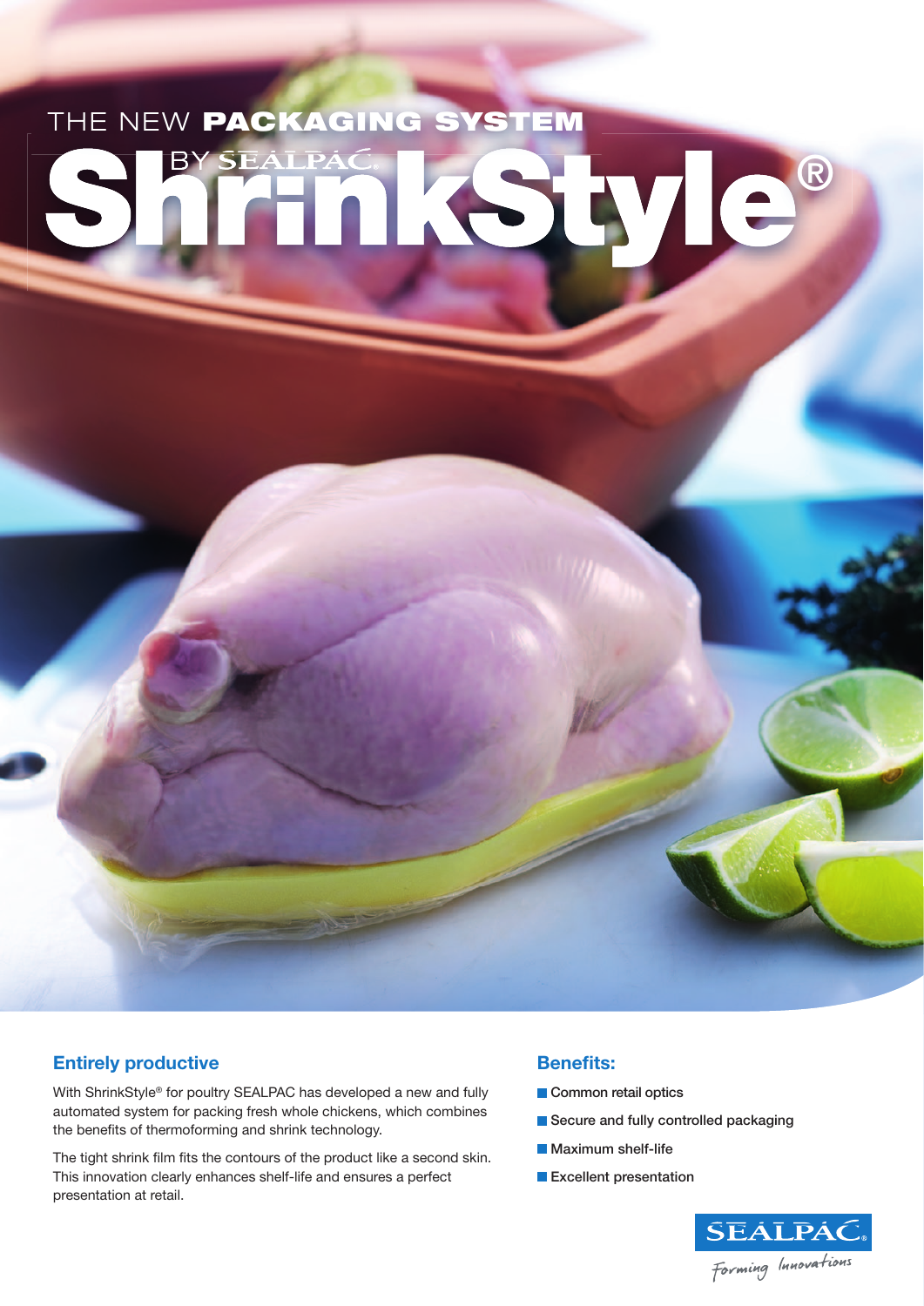THE NEW **PACKAGING SYSTEM**

BY SEALPAC

# ShrinkStyle®

## Entirely productive

With ShrinkStyle® for poultry SEALPAC has developed a new and fully automated system for packing fresh whole chickens, which combines the benefits of thermoforming and shrink technology.

The tight shrink film fits the contours of the product like a second skin. This innovation clearly enhances shelf-life and ensures a perfect presentation at retail.

## Benefits:

- Common retail optics
- Secure and fully controlled packaging
- Maximum shelf-life
- Excellent presentation

SEALPAC
*Forming Innovations*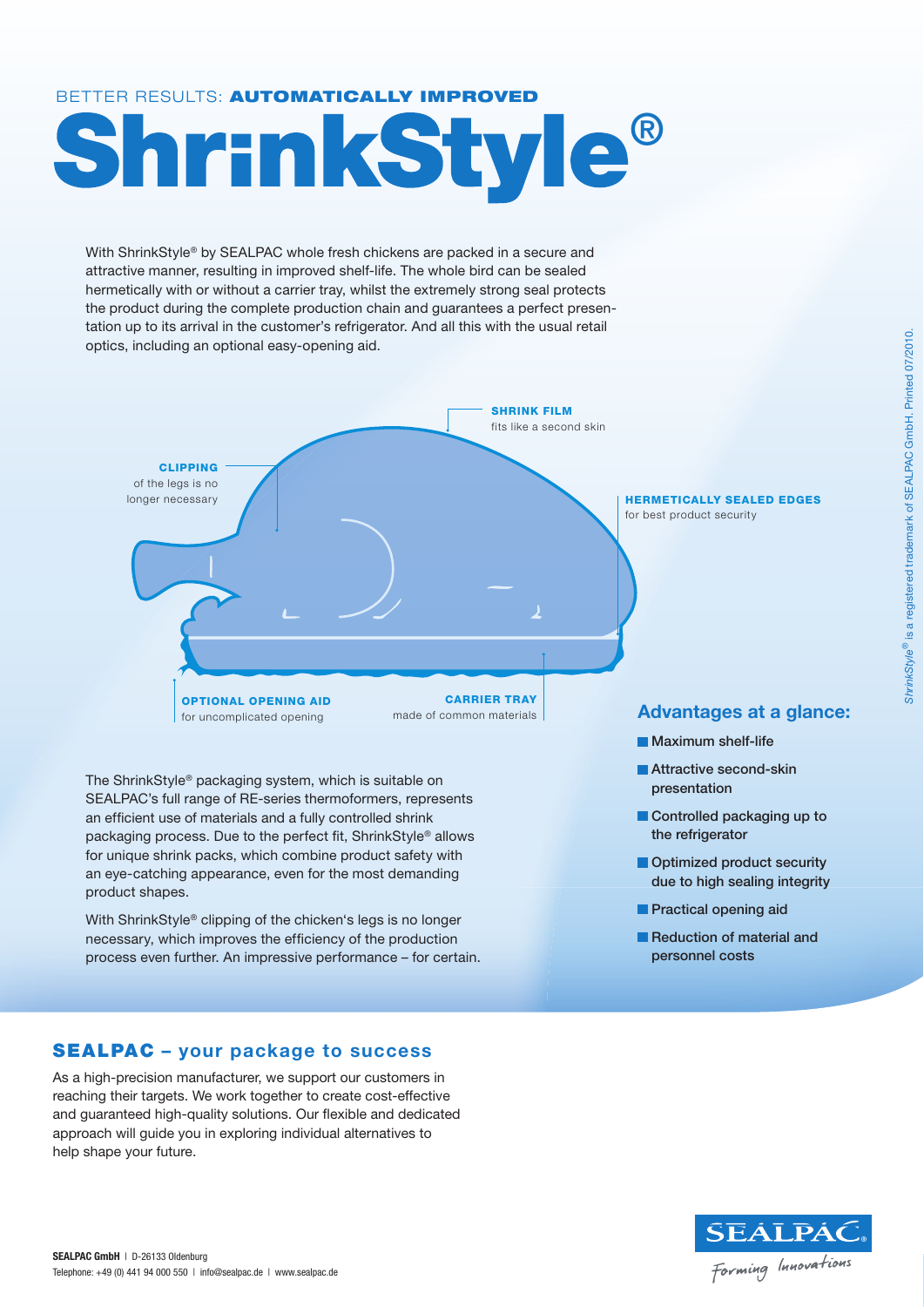BETTER RESULTS: **AUTOMATICALLY IMPROVED**

# ShrinkStyle®

With ShrinkStyle® by SEALPAC whole fresh chickens are packed in a secure and attractive manner, resulting in improved shelf-life. The whole bird can be sealed hermetically with or without a carrier tray, whilst the extremely strong seal protects the product during the complete production chain and guarantees a perfect presentation up to its arrival in the customer's refrigerator. And all this with the usual retail optics, including an optional easy-opening aid.

**SHRINK FILM**
fits like a second skin

**CLIPPING**
of the legs is no longer necessary

**HERMETICALLY SEALED EDGES**
for best product security

**OPTIONAL OPENING AID**
for uncomplicated opening

**CARRIER TRAY**
made of common materials

The ShrinkStyle® packaging system, which is suitable on SEALPAC's full range of RE-series thermoformers, represents an efficient use of materials and a fully controlled shrink packaging process. Due to the perfect fit, ShrinkStyle® allows for unique shrink packs, which combine product safety with an eye-catching appearance, even for the most demanding product shapes.

With ShrinkStyle® clipping of the chicken's legs is no longer necessary, which improves the efficiency of the production process even further. An impressive performance – for certain.

## Advantages at a glance:

- Maximum shelf-life
- Attractive second-skin presentation
- Controlled packaging up to the refrigerator
- Optimized product security due to high sealing integrity
- Practical opening aid
- Reduction of material and personnel costs

*ShrinkStyle® is a registered trademark of SEALPAC GmbH. Printed 07/2010.*

## SEALPAC – your package to success

As a high-precision manufacturer, we support our customers in reaching their targets. We work together to create cost-effective and guaranteed high-quality solutions. Our flexible and dedicated approach will guide you in exploring individual alternatives to help shape your future.

**SEALPAC GmbH** | D-26133 Oldenburg
Telephone: +49 (0) 441 94 000 550 | info@sealpac.de | www.sealpac.de

SEALPAC
Forming Innovations